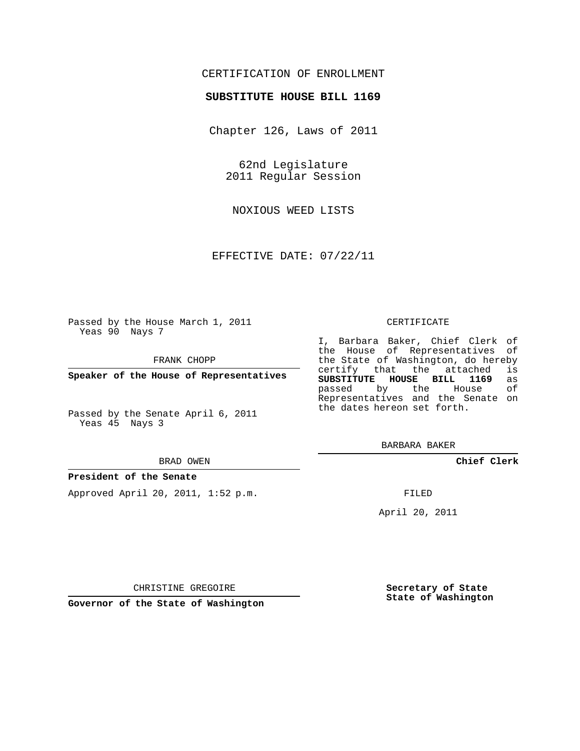CERTIFICATION OF ENROLLMENT

**SUBSTITUTE HOUSE BILL 1169**

Chapter 126, Laws of 2011

62nd Legislature
2011 Regular Session

NOXIOUS WEED LISTS

EFFECTIVE DATE: 07/22/11

Passed by the House March 1, 2011
Yeas 90 Nays 7

FRANK CHOPP

**Speaker of the House of Representatives**

Passed by the Senate April 6, 2011
Yeas 45 Nays 3

BRAD OWEN

**President of the Senate**

Approved April 20, 2011, 1:52 p.m.

CHRISTINE GREGOIRE

**Governor of the State of Washington**

CERTIFICATE

I, Barbara Baker, Chief Clerk of the House of Representatives of the State of Washington, do hereby certify that the attached is **SUBSTITUTE HOUSE BILL 1169** as passed by the House of Representatives and the Senate on the dates hereon set forth.

BARBARA BAKER

**Chief Clerk**

FILED

April 20, 2011

**Secretary of State**
**State of Washington**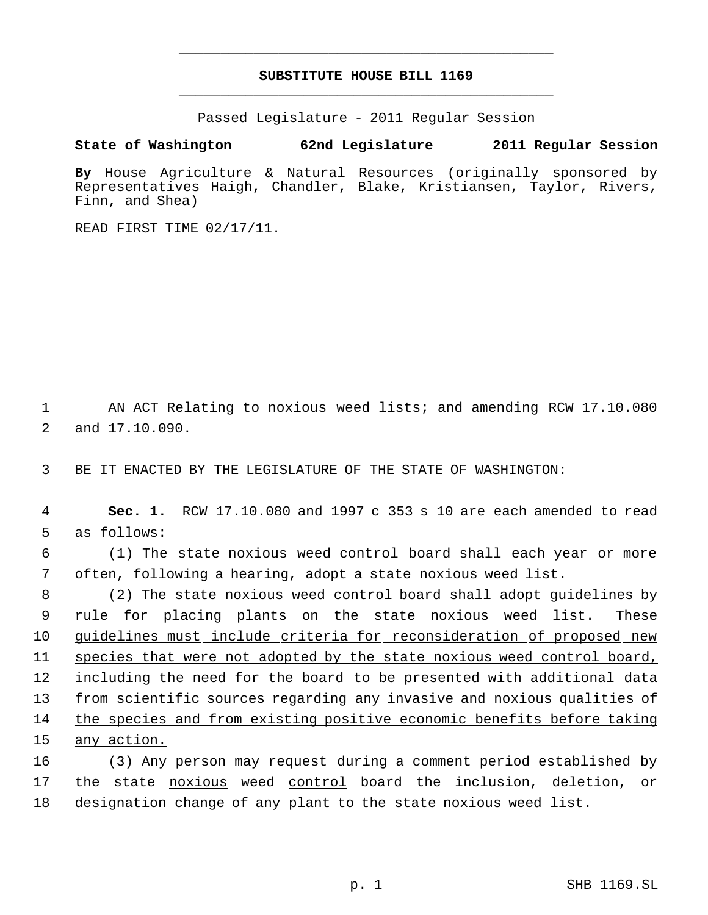## SUBSTITUTE HOUSE BILL 1169

Passed Legislature - 2011 Regular Session

**State of Washington 62nd Legislature 2011 Regular Session**

**By** House Agriculture & Natural Resources (originally sponsored by Representatives Haigh, Chandler, Blake, Kristiansen, Taylor, Rivers, Finn, and Shea)

READ FIRST TIME 02/17/11.

AN ACT Relating to noxious weed lists; and amending RCW 17.10.080 and 17.10.090.

BE IT ENACTED BY THE LEGISLATURE OF THE STATE OF WASHINGTON:

**Sec. 1.** RCW 17.10.080 and 1997 c 353 s 10 are each amended to read as follows:

(1) The state noxious weed control board shall each year or more often, following a hearing, adopt a state noxious weed list.

(2) <u>The state noxious weed control board shall adopt guidelines by rule for placing plants on the state noxious weed list. These guidelines must include criteria for reconsideration of proposed new species that were not adopted by the state noxious weed control board, including the need for the board to be presented with additional data from scientific sources regarding any invasive and noxious qualities of the species and from existing positive economic benefits before taking any action.</u>

<u>(3)</u> Any person may request during a comment period established by the state <u>noxious</u> weed <u>control</u> board the inclusion, deletion, or designation change of any plant to the state noxious weed list.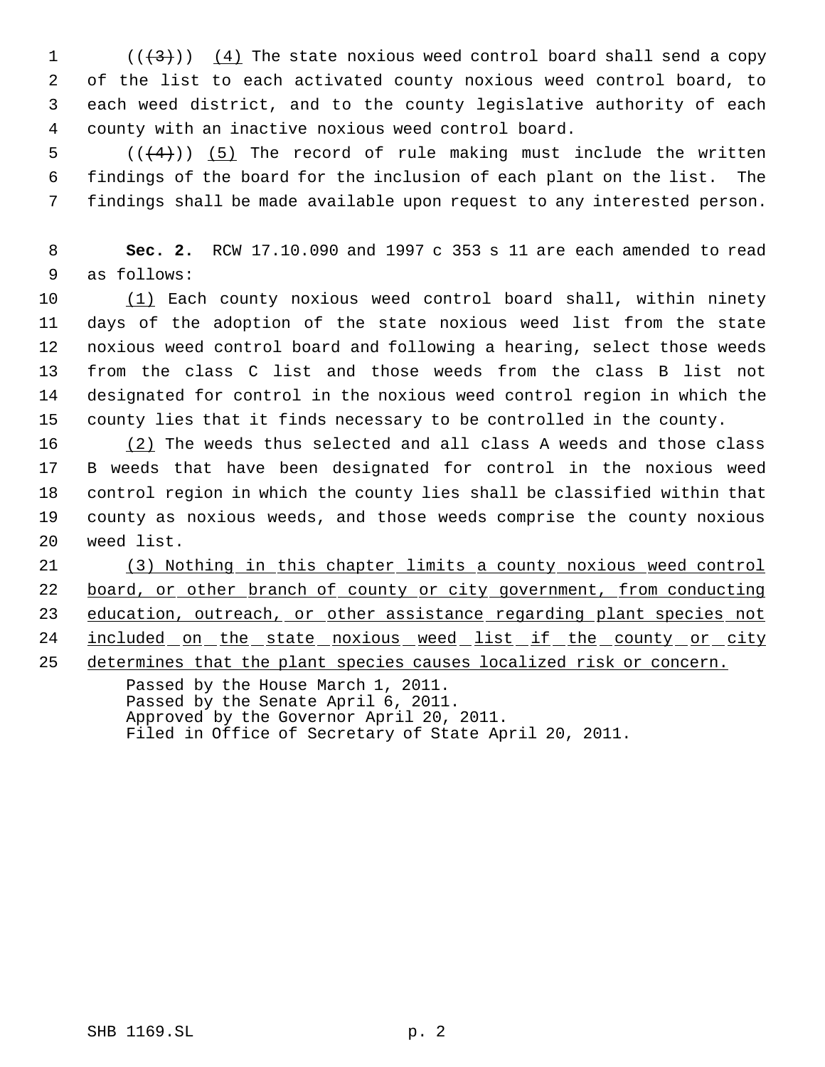((~~(3)~~)) (4) The state noxious weed control board shall send a copy of the list to each activated county noxious weed control board, to each weed district, and to the county legislative authority of each county with an inactive noxious weed control board.

((~~(4)~~)) (5) The record of rule making must include the written findings of the board for the inclusion of each plant on the list. The findings shall be made available upon request to any interested person.

**Sec. 2.** RCW 17.10.090 and 1997 c 353 s 11 are each amended to read as follows:

(1) Each county noxious weed control board shall, within ninety days of the adoption of the state noxious weed list from the state noxious weed control board and following a hearing, select those weeds from the class C list and those weeds from the class B list not designated for control in the noxious weed control region in which the county lies that it finds necessary to be controlled in the county.

(2) The weeds thus selected and all class A weeds and those class B weeds that have been designated for control in the noxious weed control region in which the county lies shall be classified within that county as noxious weeds, and those weeds comprise the county noxious weed list.

(3) Nothing in this chapter limits a county noxious weed control board, or other branch of county or city government, from conducting education, outreach, or other assistance regarding plant species not included on the state noxious weed list if the county or city determines that the plant species causes localized risk or concern.

Passed by the House March 1, 2011.
Passed by the Senate April 6, 2011.
Approved by the Governor April 20, 2011.
Filed in Office of Secretary of State April 20, 2011.